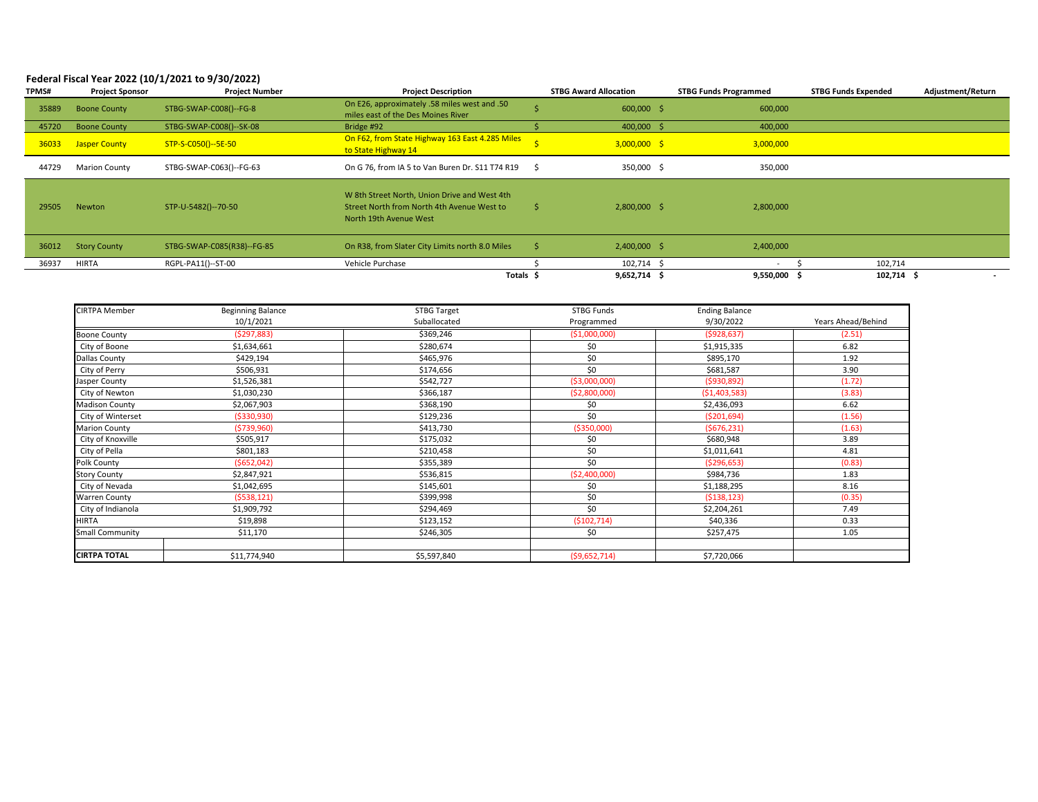### Federal Fiscal Year 2022 (10/1/2021 to 9/30/2022)

| TPMS# | Project Sponsor | Project Number | Project Description | STBG Award Allocation | STBG Funds Programmed | STBG Funds Expended | Adjustment/Return |
|---|---|---|---|---|---|---|---|
| 35889 | Boone County | STBG-SWAP-C008()--FG-8 | On E26, approximately .58 miles west and .50 miles east of the Des Moines River | $ 600,000 | $ 600,000 | | |
| 45720 | Boone County | STBG-SWAP-C008()--SK-08 | Bridge #92 | $ 400,000 | $ 400,000 | | |
| 36033 | Jasper County | STP-S-C050()--5E-50 | On F62, from State Highway 163 East 4.285 Miles to State Highway 14 | $ 3,000,000 | $ 3,000,000 | | |
| 44729 | Marion County | STBG-SWAP-C063()--FG-63 | On G 76, from IA 5 to Van Buren Dr. S11 T74 R19 | $ 350,000 | $ 350,000 | | |
| 29505 | Newton | STP-U-5482()--70-50 | W 8th Street North, Union Drive and West 4th Street North from North 4th Avenue West to North 19th Avenue West | $ 2,800,000 | $ 2,800,000 | | |
| 36012 | Story County | STBG-SWAP-C085(R38)--FG-85 | On R38, from Slater City Limits north 8.0 Miles | $ 2,400,000 | $ 2,400,000 | | |
| 36937 | HIRTA | RGPL-PA11()--ST-00 | Vehicle Purchase | $ 102,714 | $ - | $ 102,714 | |
| | | | **Totals** | **$ 9,652,714** | **$ 9,550,000** | **$ 102,714** | **$ -** |

| CIRTPA Member | Beginning Balance 10/1/2021 | STBG Target Suballocated | STBG Funds Programmed | Ending Balance 9/30/2022 | Years Ahead/Behind |
|---|---|---|---|---|---|
| Boone County | ($297,883) | $369,246 | ($1,000,000) | ($928,637) | (2.51) |
| City of Boone | $1,634,661 | $280,674 | $0 | $1,915,335 | 6.82 |
| Dallas County | $429,194 | $465,976 | $0 | $895,170 | 1.92 |
| City of Perry | $506,931 | $174,656 | $0 | $681,587 | 3.90 |
| Jasper County | $1,526,381 | $542,727 | ($3,000,000) | ($930,892) | (1.72) |
| City of Newton | $1,030,230 | $366,187 | ($2,800,000) | ($1,403,583) | (3.83) |
| Madison County | $2,067,903 | $368,190 | $0 | $2,436,093 | 6.62 |
| City of Winterset | ($330,930) | $129,236 | $0 | ($201,694) | (1.56) |
| Marion County | ($739,960) | $413,730 | ($350,000) | ($676,231) | (1.63) |
| City of Knoxville | $505,917 | $175,032 | $0 | $680,948 | 3.89 |
| City of Pella | $801,183 | $210,458 | $0 | $1,011,641 | 4.81 |
| Polk County | ($652,042) | $355,389 | $0 | ($296,653) | (0.83) |
| Story County | $2,847,921 | $536,815 | ($2,400,000) | $984,736 | 1.83 |
| City of Nevada | $1,042,695 | $145,601 | $0 | $1,188,295 | 8.16 |
| Warren County | ($538,121) | $399,998 | $0 | ($138,123) | (0.35) |
| City of Indianola | $1,909,792 | $294,469 | $0 | $2,204,261 | 7.49 |
| HIRTA | $19,898 | $123,152 | ($102,714) | $40,336 | 0.33 |
| Small Community | $11,170 | $246,305 | $0 | $257,475 | 1.05 |
| | | | | | |
| **CIRTPA TOTAL** | $11,774,940 | $5,597,840 | ($9,652,714) | $7,720,066 | |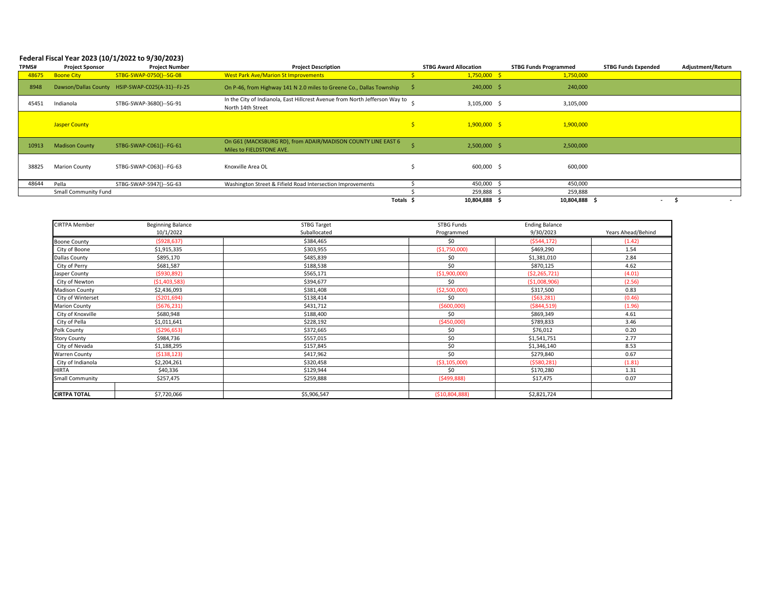## Federal Fiscal Year 2023 (10/1/2022 to 9/30/2023)

| TPMS# | Project Sponsor | Project Number | Project Description | STBG Award Allocation | STBG Funds Programmed | STBG Funds Expended | Adjustment/Return |
|---|---|---|---|---|---|---|---|
| 48675 | Boone City | STBG-SWAP-0750()--SG-08 | West Park Ave/Marion St Improvements | $ 1,750,000 | $ 1,750,000 | | |
| 8948 | Dawson/Dallas County | HSIP-SWAP-C025(A-31)--FJ-25 | On P-46, from Highway 141 N 2.0 miles to Greene Co., Dallas Township | $ 240,000 | $ 240,000 | | |
| 45451 | Indianola | STBG-SWAP-3680()--SG-91 | In the City of Indianola, East Hillcrest Avenue from North Jefferson Way to North 14th Street | $ 3,105,000 | $ 3,105,000 | | |
| | Jasper County | | | $ 1,900,000 | $ 1,900,000 | | |
| 10913 | Madison County | STBG-SWAP-C061()--FG-61 | On G61 (MACKSBURG RD), from ADAIR/MADISON COUNTY LINE EAST 6 Miles to FIELDSTONE AVE. | $ 2,500,000 | $ 2,500,000 | | |
| 38825 | Marion County | STBG-SWAP-C063()--FG-63 | Knoxville Area OL | $ 600,000 | $ 600,000 | | |
| 48644 | Pella | STBG-SWAP-5947()--SG-63 | Washington Street & Fifield Road Intersection Improvements | $ 450,000 | $ 450,000 | | |
| | Small Community Fund | | | $ 259,888 | $ 259,888 | | |
| | | | Totals | $ 10,804,888 | $ 10,804,888 | $ - | $ - |

| CIRTPA Member | Beginning Balance 10/1/2022 | STBG Target Suballocated | STBG Funds Programmed | Ending Balance 9/30/2023 | Years Ahead/Behind |
|---|---|---|---|---|---|
| Boone County | ($928,637) | $384,465 | $0 | ($544,172) | (1.42) |
| City of Boone | $1,915,335 | $303,955 | ($1,750,000) | $469,290 | 1.54 |
| Dallas County | $895,170 | $485,839 | $0 | $1,381,010 | 2.84 |
| City of Perry | $681,587 | $188,538 | $0 | $870,125 | 4.62 |
| Jasper County | ($930,892) | $565,171 | ($1,900,000) | ($2,265,721) | (4.01) |
| City of Newton | ($1,403,583) | $394,677 | $0 | ($1,008,906) | (2.56) |
| Madison County | $2,436,093 | $381,408 | ($2,500,000) | $317,500 | 0.83 |
| City of Winterset | ($201,694) | $138,414 | $0 | ($63,281) | (0.46) |
| Marion County | ($676,231) | $431,712 | ($600,000) | ($844,519) | (1.96) |
| City of Knoxville | $680,948 | $188,400 | $0 | $869,349 | 4.61 |
| City of Pella | $1,011,641 | $228,192 | ($450,000) | $789,833 | 3.46 |
| Polk County | ($296,653) | $372,665 | $0 | $76,012 | 0.20 |
| Story County | $984,736 | $557,015 | $0 | $1,541,751 | 2.77 |
| City of Nevada | $1,188,295 | $157,845 | $0 | $1,346,140 | 8.53 |
| Warren County | ($138,123) | $417,962 | $0 | $279,840 | 0.67 |
| City of Indianola | $2,204,261 | $320,458 | ($3,105,000) | ($580,281) | (1.81) |
| HIRTA | $40,336 | $129,944 | $0 | $170,280 | 1.31 |
| Small Community | $257,475 | $259,888 | ($499,888) | $17,475 | 0.07 |
| | | | | | |
| **CIRTPA TOTAL** | $7,720,066 | $5,906,547 | ($10,804,888) | $2,821,724 | |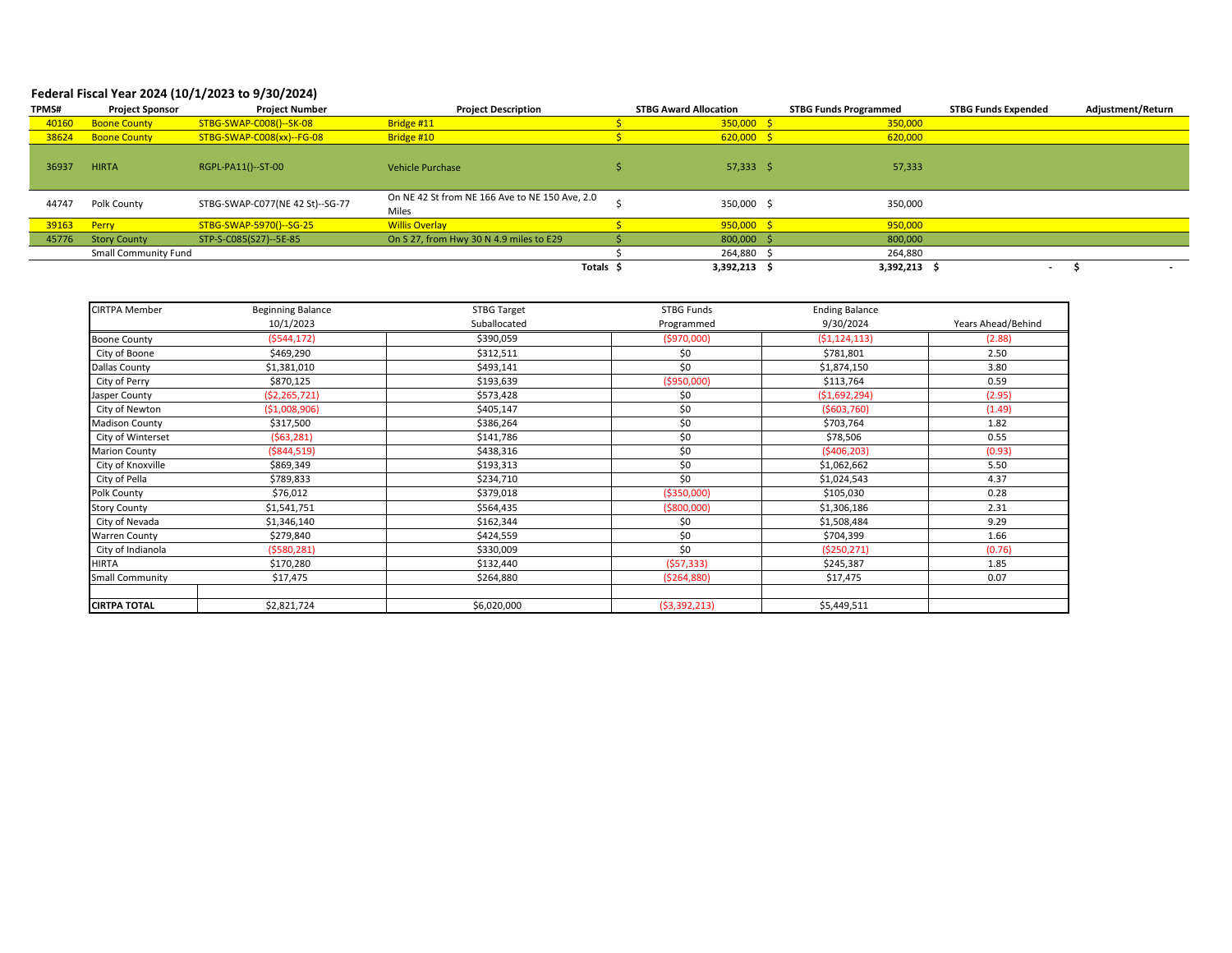**Federal Fiscal Year 2024 (10/1/2023 to 9/30/2024)**

| TPMS# | Project Sponsor | Project Number | Project Description | STBG Award Allocation | STBG Funds Programmed | STBG Funds Expended | Adjustment/Return |
|---|---|---|---|---|---|---|---|
| 40160 | Boone County | STBG-SWAP-C008()--SK-08 | Bridge #11 | $ 350,000 | $ 350,000 | | |
| 38624 | Boone County | STBG-SWAP-C008(xx)--FG-08 | Bridge #10 | $ 620,000 | $ 620,000 | | |
| 36937 | HIRTA | RGPL-PA11()--ST-00 | Vehicle Purchase | $ 57,333 | $ 57,333 | | |
| 44747 | Polk County | STBG-SWAP-C077(NE 42 St)--SG-77 | On NE 42 St from NE 166 Ave to NE 150 Ave, 2.0 Miles | $ 350,000 | $ 350,000 | | |
| 39163 | Perry | STBG-SWAP-5970()--SG-25 | Willis Overlay | $ 950,000 | $ 950,000 | | |
| 45776 | Story County | STP-S-C085(S27)--5E-85 | On S 27, from Hwy 30 N 4.9 miles to E29 | $ 800,000 | $ 800,000 | | |
| | Small Community Fund | | | $ 264,880 | $ 264,880 | | |
| | | | **Totals** | **$ 3,392,213** | **$ 3,392,213** | **$ -** | **$ -** |

| CIRTPA Member | Beginning Balance 10/1/2023 | STBG Target Suballocated | STBG Funds Programmed | Ending Balance 9/30/2024 | Years Ahead/Behind |
|---|---|---|---|---|---|
| Boone County | ($544,172) | $390,059 | ($970,000) | ($1,124,113) | (2.88) |
| City of Boone | $469,290 | $312,511 | $0 | $781,801 | 2.50 |
| Dallas County | $1,381,010 | $493,141 | $0 | $1,874,150 | 3.80 |
| City of Perry | $870,125 | $193,639 | ($950,000) | $113,764 | 0.59 |
| Jasper County | ($2,265,721) | $573,428 | $0 | ($1,692,294) | (2.95) |
| City of Newton | ($1,008,906) | $405,147 | $0 | ($603,760) | (1.49) |
| Madison County | $317,500 | $386,264 | $0 | $703,764 | 1.82 |
| City of Winterset | ($63,281) | $141,786 | $0 | $78,506 | 0.55 |
| Marion County | ($844,519) | $438,316 | $0 | ($406,203) | (0.93) |
| City of Knoxville | $869,349 | $193,313 | $0 | $1,062,662 | 5.50 |
| City of Pella | $789,833 | $234,710 | $0 | $1,024,543 | 4.37 |
| Polk County | $76,012 | $379,018 | ($350,000) | $105,030 | 0.28 |
| Story County | $1,541,751 | $564,435 | ($800,000) | $1,306,186 | 2.31 |
| City of Nevada | $1,346,140 | $162,344 | $0 | $1,508,484 | 9.29 |
| Warren County | $279,840 | $424,559 | $0 | $704,399 | 1.66 |
| City of Indianola | ($580,281) | $330,009 | $0 | ($250,271) | (0.76) |
| HIRTA | $170,280 | $132,440 | ($57,333) | $245,387 | 1.85 |
| Small Community | $17,475 | $264,880 | ($264,880) | $17,475 | 0.07 |
| | | | | | |
| **CIRTPA TOTAL** | $2,821,724 | $6,020,000 | ($3,392,213) | $5,449,511 | |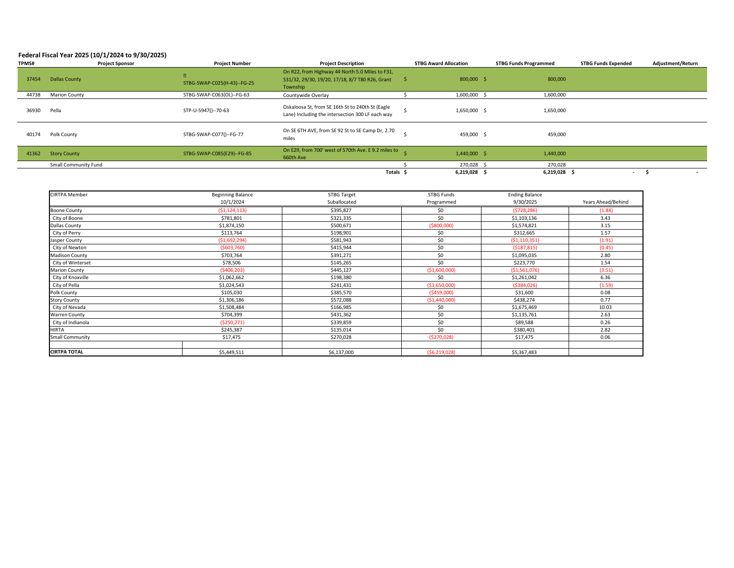**Federal Fiscal Year 2025 (10/1/2024 to 9/30/2025)**

| TPMS# | Project Sponsor | Project Number | Project Description | STBG Award Allocation | STBG Funds Programmed | STBG Funds Expended | Adjustment/Return |
|---|---|---|---|---|---|---|---|
| 37454 | Dallas County | STBG-SWAP-C025(H-43)--FG-25 | On R22, from Highway 44 North 5.0 Miles to F31, S31/32, 29/30, 19/20, 17/18, 8/7 T80 R26, Grant Township | $ 800,000 | $ 800,000 | | |
| 44738 | Marion County | STBG-SWAP-C063(OL)--FG-63 | Countywide Overlay | $ 1,600,000 | $ 1,600,000 | | |
| 36930 | Pella | STP-U-5947()--70-63 | Oskaloosa St, from SE 16th St to 240th St (Eagle Lane) Including the intersection 300 LF each way | $ 1,650,000 | $ 1,650,000 | | |
| 40174 | Polk County | STBG-SWAP-C077()--FG-77 | On SE 6TH AVE, from SE 92 St to SE Camp Dr, 2.70 miles | $ 459,000 | $ 459,000 | | |
| 41362 | Story County | STBG-SWAP-C085(E29)--FG-85 | On E29, from 700' west of 570th Ave. E 9.2 miles to 660th Ave | $ 1,440,000 | $ 1,440,000 | | |
| | Small Community Fund | | | $ 270,028 | $ 270,028 | | |
| | | | **Totals** | **$ 6,219,028** | **$ 6,219,028** | **$ -** | **$ -** |

| CIRTPA Member | Beginning Balance 10/1/2024 | STBG Target Suballocated | STBG Funds Programmed | Ending Balance 9/30/2025 | Years Ahead/Behind |
|---|---|---|---|---|---|
| Boone County | ($1,124,113) | $395,827 | $0 | ($728,286) | (1.84) |
| City of Boone | $781,801 | $321,335 | $0 | $1,103,136 | 3.43 |
| Dallas County | $1,874,150 | $500,671 | ($800,000) | $1,574,821 | 3.15 |
| City of Perry | $113,764 | $198,901 | $0 | $312,665 | 1.57 |
| Jasper County | ($1,692,294) | $581,943 | $0 | ($1,110,351) | (1.91) |
| City of Newton | ($603,760) | $415,944 | $0 | ($187,815) | (0.45) |
| Madison County | $703,764 | $391,271 | $0 | $1,095,035 | 2.80 |
| City of Winterset | $78,506 | $145,265 | $0 | $223,770 | 1.54 |
| Marion County | ($406,203) | $445,127 | ($1,600,000) | ($1,561,076) | (3.51) |
| City of Knoxville | $1,062,662 | $198,380 | $0 | $1,261,042 | 6.36 |
| City of Pella | $1,024,543 | $241,431 | ($1,650,000) | ($384,026) | (1.59) |
| Polk County | $105,030 | $385,570 | ($459,000) | $31,600 | 0.08 |
| Story County | $1,306,186 | $572,088 | ($1,440,000) | $438,274 | 0.77 |
| City of Nevada | $1,508,484 | $166,985 | $0 | $1,675,469 | 10.03 |
| Warren County | $704,399 | $431,362 | $0 | $1,135,761 | 2.63 |
| City of Indianola | ($250,271) | $339,859 | $0 | $89,588 | 0.26 |
| HIRTA | $245,387 | $135,014 | $0 | $380,401 | 2.82 |
| Small Community | $17,475 | $270,028 | ($270,028) | $17,475 | 0.06 |
| | | | | | |
| **CIRTPA TOTAL** | $5,449,511 | $6,137,000 | ($6,219,028) | $5,367,483 | |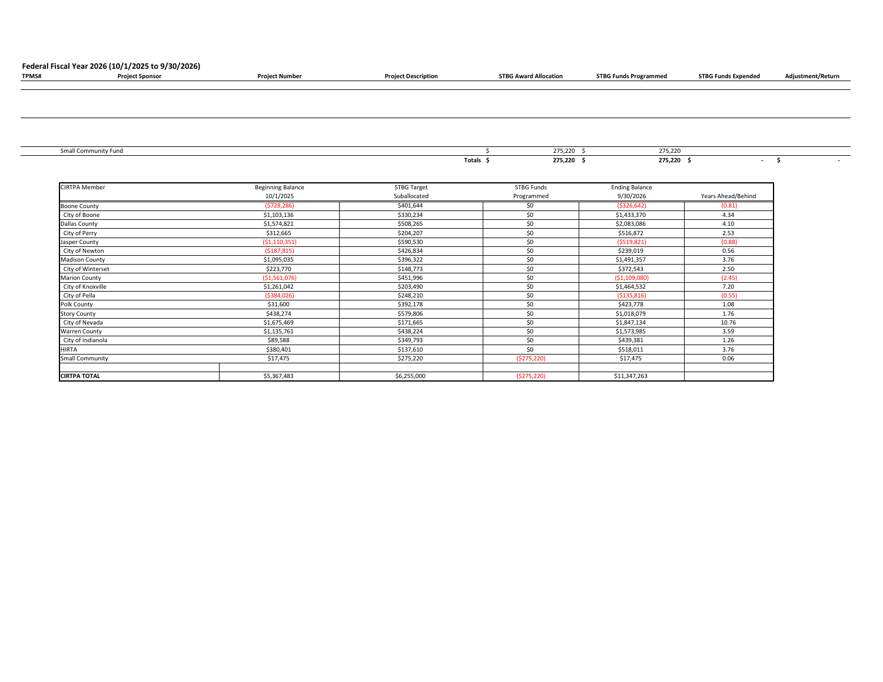**Federal Fiscal Year 2026 (10/1/2025 to 9/30/2026)**

| TPMS# | Project Sponsor | Project Number | Project Description | STBG Award Allocation | STBG Funds Programmed | STBG Funds Expended | Adjustment/Return |
|---|---|---|---|---|---|---|---|
| | Small Community Fund | | | $ 275,220 | $ 275,220 | | |
| | | | **Totals** | **$ 275,220** | **$ 275,220** | **$ -** | **$ -** |

| CIRTPA Member | Beginning Balance 10/1/2025 | STBG Target Suballocated | STBG Funds Programmed | Ending Balance 9/30/2026 | Years Ahead/Behind |
|---|---|---|---|---|---|
| Boone County | ($728,286) | $401,644 | $0 | ($326,642) | (0.81) |
| City of Boone | $1,103,136 | $330,234 | $0 | $1,433,370 | 4.34 |
| Dallas County | $1,574,821 | $508,265 | $0 | $2,083,086 | 4.10 |
| City of Perry | $312,665 | $204,207 | $0 | $516,872 | 2.53 |
| Jasper County | ($1,110,351) | $590,530 | $0 | ($519,821) | (0.88) |
| City of Newton | ($187,815) | $426,834 | $0 | $239,019 | 0.56 |
| Madison County | $1,095,035 | $396,322 | $0 | $1,491,357 | 3.76 |
| City of Winterset | $223,770 | $148,773 | $0 | $372,543 | 2.50 |
| Marion County | ($1,561,076) | $451,996 | $0 | ($1,109,080) | (2.45) |
| City of Knoxville | $1,261,042 | $203,490 | $0 | $1,464,532 | 7.20 |
| City of Pella | ($384,026) | $248,210 | $0 | ($135,816) | (0.55) |
| Polk County | $31,600 | $392,178 | $0 | $423,778 | 1.08 |
| Story County | $438,274 | $579,806 | $0 | $1,018,079 | 1.76 |
| City of Nevada | $1,675,469 | $171,665 | $0 | $1,847,134 | 10.76 |
| Warren County | $1,135,761 | $438,224 | $0 | $1,573,985 | 3.59 |
| City of Indianola | $89,588 | $349,793 | $0 | $439,381 | 1.26 |
| HIRTA | $380,401 | $137,610 | $0 | $518,011 | 3.76 |
| Small Community | $17,475 | $275,220 | ($275,220) | $17,475 | 0.06 |
| | | | | | |
| **CIRTPA TOTAL** | $5,367,483 | $6,255,000 | ($275,220) | $11,347,263 | |